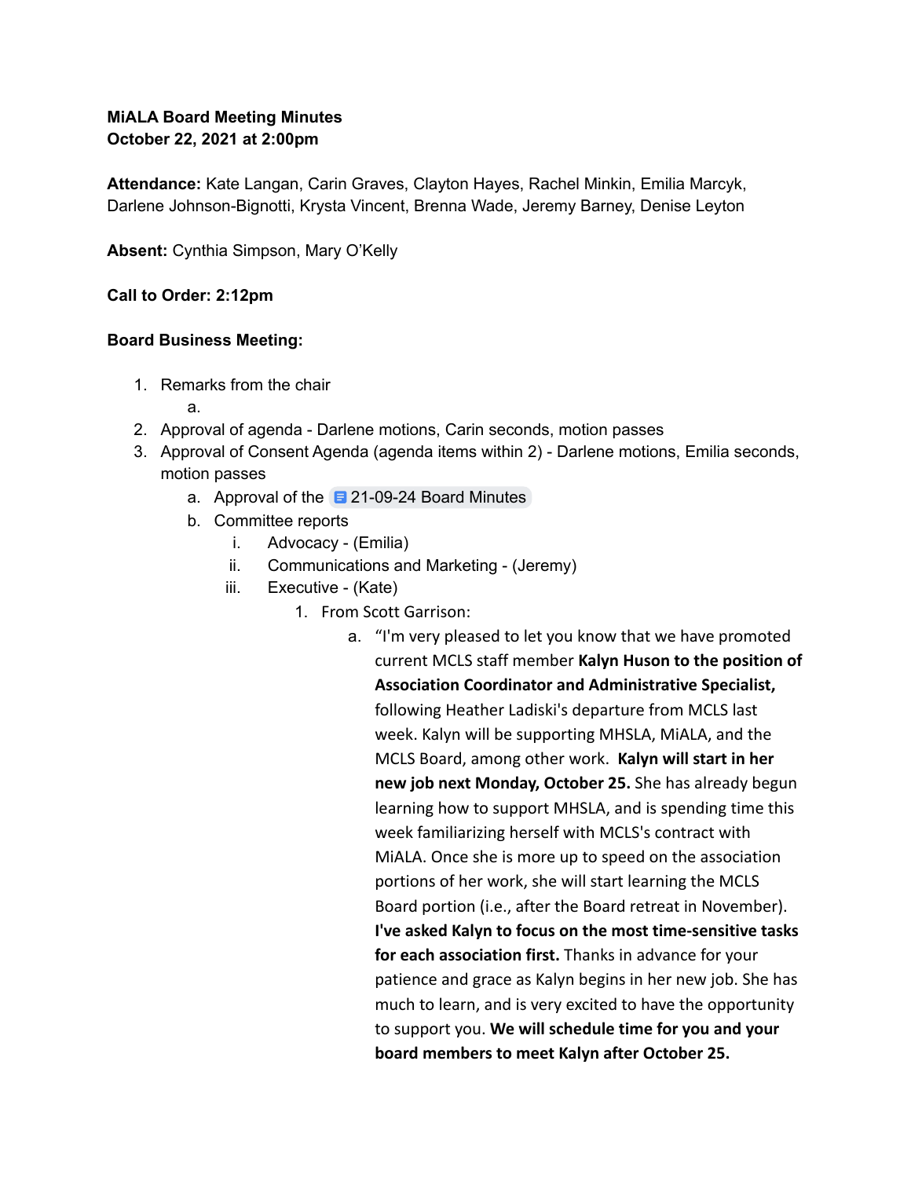**MiALA Board Meeting Minutes**
**October 22, 2021 at 2:00pm**

**Attendance:** Kate Langan, Carin Graves, Clayton Hayes, Rachel Minkin, Emilia Marcyk, Darlene Johnson-Bignotti, Krysta Vincent, Brenna Wade, Jeremy Barney, Denise Leyton

**Absent:** Cynthia Simpson, Mary O'Kelly

**Call to Order: 2:12pm**

**Board Business Meeting:**

1. Remarks from the chair
    a.
2. Approval of agenda - Darlene motions, Carin seconds, motion passes
3. Approval of Consent Agenda (agenda items within 2) - Darlene motions, Emilia seconds, motion passes
    a. Approval of the 21-09-24 Board Minutes
    b. Committee reports
        i. Advocacy - (Emilia)
        ii. Communications and Marketing - (Jeremy)
        iii. Executive - (Kate)
            1. From Scott Garrison:
                a. "I'm very pleased to let you know that we have promoted current MCLS staff member **Kalyn Huson to the position of Association Coordinator and Administrative Specialist,** following Heather Ladiski's departure from MCLS last week. Kalyn will be supporting MHSLA, MiALA, and the MCLS Board, among other work. **Kalyn will start in her new job next Monday, October 25.** She has already begun learning how to support MHSLA, and is spending time this week familiarizing herself with MCLS's contract with MiALA. Once she is more up to speed on the association portions of her work, she will start learning the MCLS Board portion (i.e., after the Board retreat in November). **I've asked Kalyn to focus on the most time-sensitive tasks for each association first.** Thanks in advance for your patience and grace as Kalyn begins in her new job. She has much to learn, and is very excited to have the opportunity to support you. **We will schedule time for you and your board members to meet Kalyn after October 25.**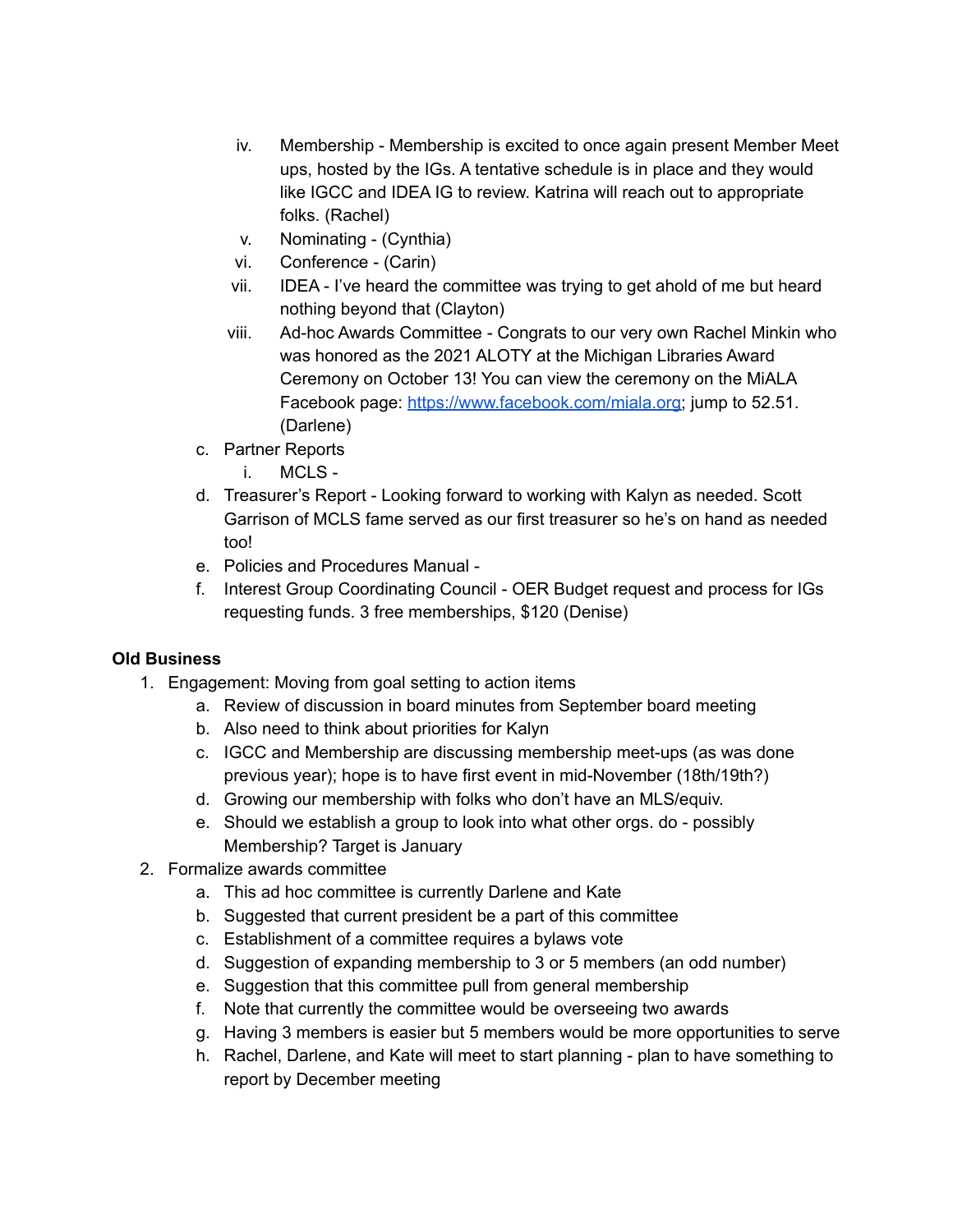iv. Membership - Membership is excited to once again present Member Meet ups, hosted by the IGs. A tentative schedule is in place and they would like IGCC and IDEA IG to review. Katrina will reach out to appropriate folks. (Rachel)
   v. Nominating - (Cynthia)
   vi. Conference - (Carin)
   vii. IDEA - I've heard the committee was trying to get ahold of me but heard nothing beyond that (Clayton)
   viii. Ad-hoc Awards Committee - Congrats to our very own Rachel Minkin who was honored as the 2021 ALOTY at the Michigan Libraries Award Ceremony on October 13! You can view the ceremony on the MiALA Facebook page: [https://www.facebook.com/miala.org](https://www.facebook.com/miala.org); jump to 52.51. (Darlene)

c. Partner Reports
   i. MCLS -

d. Treasurer's Report - Looking forward to working with Kalyn as needed. Scott Garrison of MCLS fame served as our first treasurer so he's on hand as needed too!

e. Policies and Procedures Manual -

f. Interest Group Coordinating Council - OER Budget request and process for IGs requesting funds. 3 free memberships, $120 (Denise)

**Old Business**

1. Engagement: Moving from goal setting to action items
   a. Review of discussion in board minutes from September board meeting
   b. Also need to think about priorities for Kalyn
   c. IGCC and Membership are discussing membership meet-ups (as was done previous year); hope is to have first event in mid-November (18th/19th?)
   d. Growing our membership with folks who don't have an MLS/equiv.
   e. Should we establish a group to look into what other orgs. do - possibly Membership? Target is January
2. Formalize awards committee
   a. This ad hoc committee is currently Darlene and Kate
   b. Suggested that current president be a part of this committee
   c. Establishment of a committee requires a bylaws vote
   d. Suggestion of expanding membership to 3 or 5 members (an odd number)
   e. Suggestion that this committee pull from general membership
   f. Note that currently the committee would be overseeing two awards
   g. Having 3 members is easier but 5 members would be more opportunities to serve
   h. Rachel, Darlene, and Kate will meet to start planning - plan to have something to report by December meeting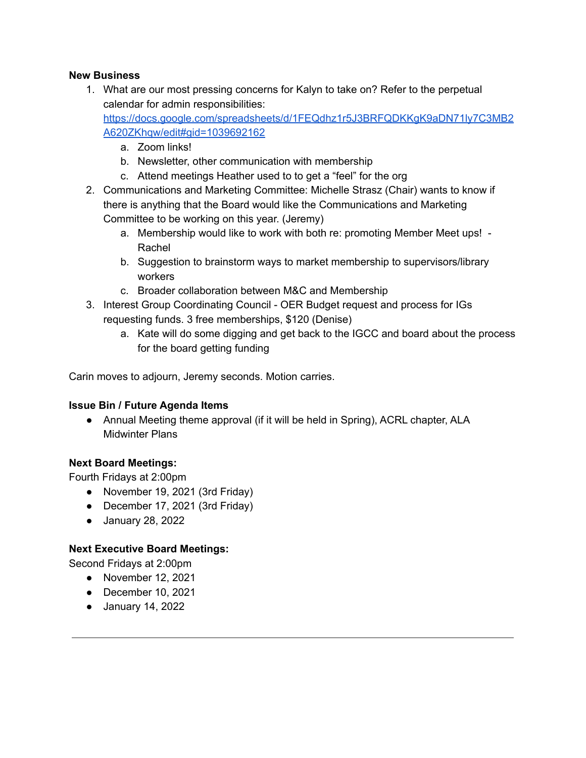**New Business**

1. What are our most pressing concerns for Kalyn to take on? Refer to the perpetual calendar for admin responsibilities: https://docs.google.com/spreadsheets/d/1FEQdhz1r5J3BRFQDKKgK9aDN71ly7C3MB2A620ZKhqw/edit#gid=1039692162
   a. Zoom links!
   b. Newsletter, other communication with membership
   c. Attend meetings Heather used to to get a "feel" for the org
2. Communications and Marketing Committee: Michelle Strasz (Chair) wants to know if there is anything that the Board would like the Communications and Marketing Committee to be working on this year. (Jeremy)
   a. Membership would like to work with both re: promoting Member Meet ups! - Rachel
   b. Suggestion to brainstorm ways to market membership to supervisors/library workers
   c. Broader collaboration between M&C and Membership
3. Interest Group Coordinating Council - OER Budget request and process for IGs requesting funds. 3 free memberships, $120 (Denise)
   a. Kate will do some digging and get back to the IGCC and board about the process for the board getting funding

Carin moves to adjourn, Jeremy seconds. Motion carries.

**Issue Bin / Future Agenda Items**

- Annual Meeting theme approval (if it will be held in Spring), ACRL chapter, ALA Midwinter Plans

**Next Board Meetings:**

Fourth Fridays at 2:00pm

- November 19, 2021 (3rd Friday)
- December 17, 2021 (3rd Friday)
- January 28, 2022

**Next Executive Board Meetings:**

Second Fridays at 2:00pm

- November 12, 2021
- December 10, 2021
- January 14, 2022

---